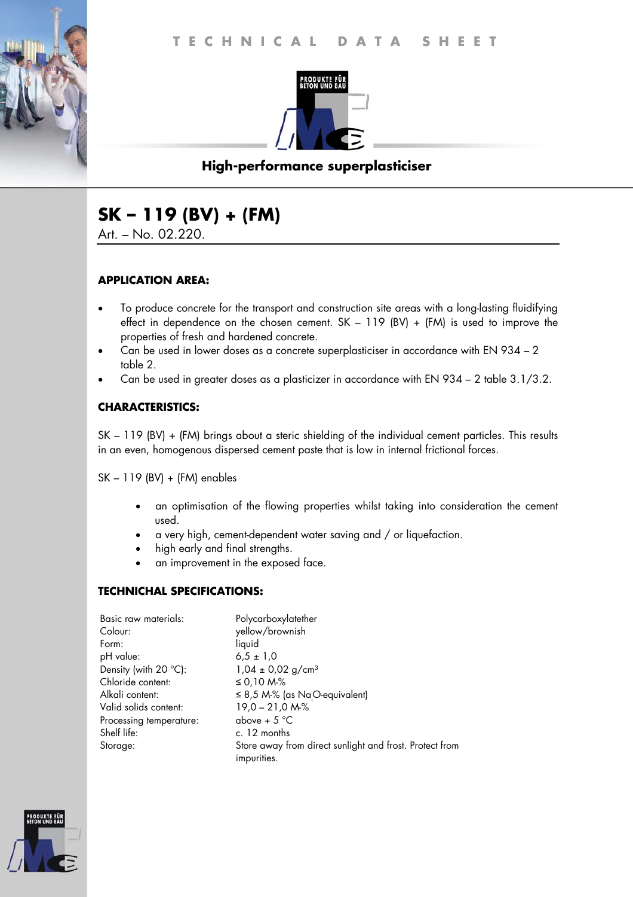TECHNICAL DATA SHEET

PRODUKTE FÜR BETON UND BAU

**High-performance superplasticiser**

# SK – 119 (BV) + (FM)

Art. – No. 02.220.

### APPLICATION AREA:

- To produce concrete for the transport and construction site areas with a long-lasting fluidifying effect in dependence on the chosen cement. SK – 119 (BV) + (FM) is used to improve the properties of fresh and hardened concrete.
- Can be used in lower doses as a concrete superplasticiser in accordance with EN 934 – 2 table 2.
- Can be used in greater doses as a plasticizer in accordance with EN 934 – 2 table 3.1/3.2.

### CHARACTERISTICS:

SK – 119 (BV) + (FM) brings about a steric shielding of the individual cement particles. This results in an even, homogenous dispersed cement paste that is low in internal frictional forces.

SK – 119 (BV) + (FM) enables

- an optimisation of the flowing properties whilst taking into consideration the cement used.
- a very high, cement-dependent water saving and / or liquefaction.
- high early and final strengths.
- an improvement in the exposed face.

### TECHNICHAL SPECIFICATIONS:

| | |
|---|---|
| Basic raw materials: | Polycarboxylatether |
| Colour: | yellow/brownish |
| Form: | liquid |
| pH value: | 6,5 ± 1,0 |
| Density (with 20 °C): | 1,04 ± 0,02 g/cm³ |
| Chloride content: | ≤ 0,10 M-% |
| Alkali content: | ≤ 8,5 M-% (as $Na_2O$-equivalent) |
| Valid solids content: | 19,0 – 21,0 M-% |
| Processing temperature: | above + 5 °C |
| Shelf life: | c. 12 months |
| Storage: | Store away from direct sunlight and frost. Protect from impurities. |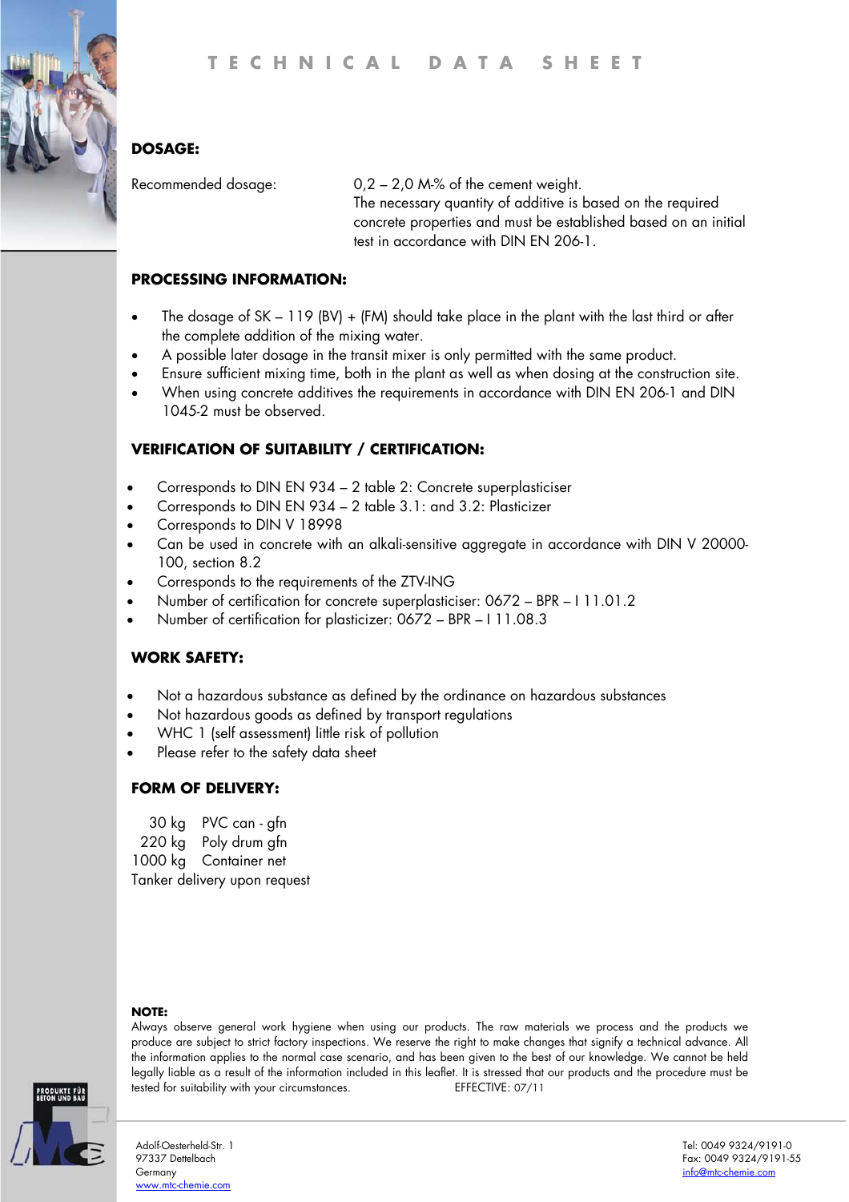# TECHNICAL DATA SHEET

## DOSAGE:

Recommended dosage: 0,2 – 2,0 M-% of the cement weight.
The necessary quantity of additive is based on the required concrete properties and must be established based on an initial test in accordance with DIN EN 206-1.

## PROCESSING INFORMATION:

- The dosage of SK – 119 (BV) + (FM) should take place in the plant with the last third or after the complete addition of the mixing water.
- A possible later dosage in the transit mixer is only permitted with the same product.
- Ensure sufficient mixing time, both in the plant as well as when dosing at the construction site.
- When using concrete additives the requirements in accordance with DIN EN 206-1 and DIN 1045-2 must be observed.

## VERIFICATION OF SUITABILITY / CERTIFICATION:

- Corresponds to DIN EN 934 – 2 table 2: Concrete superplasticiser
- Corresponds to DIN EN 934 – 2 table 3.1: and 3.2: Plasticizer
- Corresponds to DIN V 18998
- Can be used in concrete with an alkali-sensitive aggregate in accordance with DIN V 20000-100, section 8.2
- Corresponds to the requirements of the ZTV-ING
- Number of certification for concrete superplasticiser: 0672 – BPR – I 11.01.2
- Number of certification for plasticizer: 0672 – BPR – I 11.08.3

## WORK SAFETY:

- Not a hazardous substance as defined by the ordinance on hazardous substances
- Not hazardous goods as defined by transport regulations
- WHC 1 (self assessment) little risk of pollution
- Please refer to the safety data sheet

## FORM OF DELIVERY:

30 kg PVC can - gfn
220 kg Poly drum gfn
1000 kg Container net
Tanker delivery upon request

**NOTE:**
Always observe general work hygiene when using our products. The raw materials we process and the products we produce are subject to strict factory inspections. We reserve the right to make changes that signify a technical advance. All the information applies to the normal case scenario, and has been given to the best of our knowledge. We cannot be held legally liable as a result of the information included in this leaflet. It is stressed that our products and the procedure must be tested for suitability with your circumstances. EFFECTIVE: 07/11

PRODUKTE FÜR BETON UND BAU

Adolf-Oesterheld-Str. 1
97337 Dettelbach
Germany
www.mtc-chemie.com

Tel: 0049 9324/9191-0
Fax: 0049 9324/9191-55
info@mtc-chemie.com